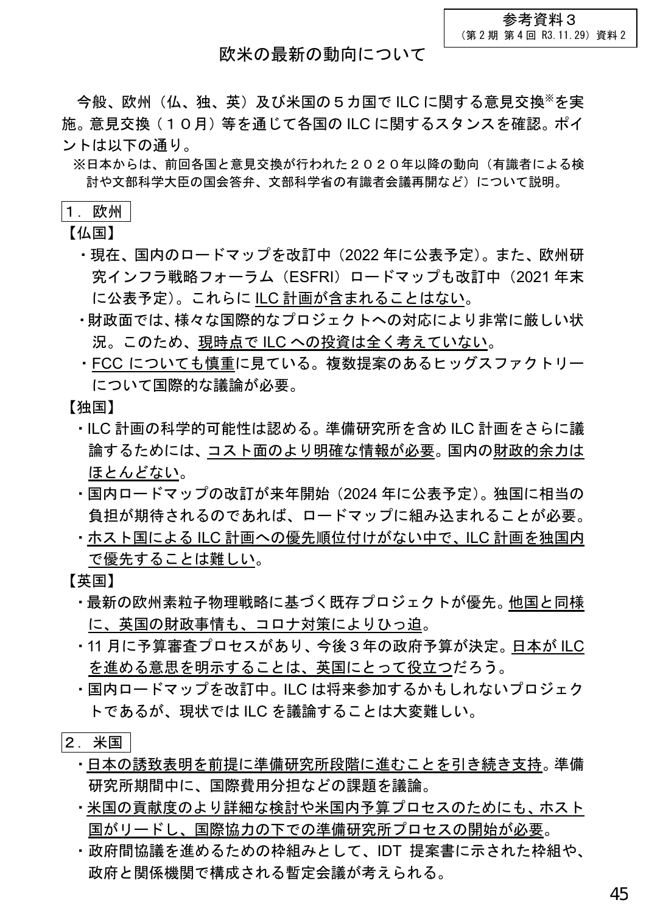参考資料３
（第２期 第４回 R3.11.29）資料２

# 欧米の最新の動向について

今般、欧州（仏、独、英）及び米国の５カ国で ILC に関する意見交換※を実施。意見交換（１０月）等を通じて各国の ILC に関するスタンスを確認。ポイントは以下の通り。

※日本からは、前回各国と意見交換が行われた２０２０年以降の動向（有識者による検討や文部科学大臣の国会答弁、文部科学省の有識者会議再開など）について説明。

## １．欧州

【仏国】

- 現在、国内のロードマップを改訂中（2022 年に公表予定）。また、欧州研究インフラ戦略フォーラム（ESFRI）ロードマップも改訂中（2021 年末に公表予定）。これらに ILC 計画が含まれることはない。
- 財政面では、様々な国際的なプロジェクトへの対応により非常に厳しい状況。このため、現時点で ILC への投資は全く考えていない。
- FCC についても慎重に見ている。複数提案のあるヒッグスファクトリーについて国際的な議論が必要。

【独国】

- ILC 計画の科学的可能性は認める。準備研究所を含め ILC 計画をさらに議論するためには、コスト面のより明確な情報が必要。国内の財政的余力はほとんどない。
- 国内ロードマップの改訂が来年開始（2024 年に公表予定）。独国に相当の負担が期待されるのであれば、ロードマップに組み込まれることが必要。
- ホスト国による ILC 計画への優先順位付けがない中で、ILC 計画を独国内で優先することは難しい。

【英国】

- 最新の欧州素粒子物理戦略に基づく既存プロジェクトが優先。他国と同様に、英国の財政事情も、コロナ対策によりひっ迫。
- 11 月に予算審査プロセスがあり、今後３年の政府予算が決定。日本が ILC を進める意思を明示することは、英国にとって役立つだろう。
- 国内ロードマップを改訂中。ILC は将来参加するかもしれないプロジェクトであるが、現状では ILC を議論することは大変難しい。

## ２．米国

- 日本の誘致表明を前提に準備研究所段階に進むことを引き続き支持。準備研究所期間中に、国際費用分担などの課題を議論。
- 米国の貢献度のより詳細な検討や米国内予算プロセスのためにも、ホスト国がリードし、国際協力の下での準備研究所プロセスの開始が必要。
- 政府間協議を進めるための枠組みとして、IDT 提案書に示された枠組や、政府と関係機関で構成される暫定会議が考えられる。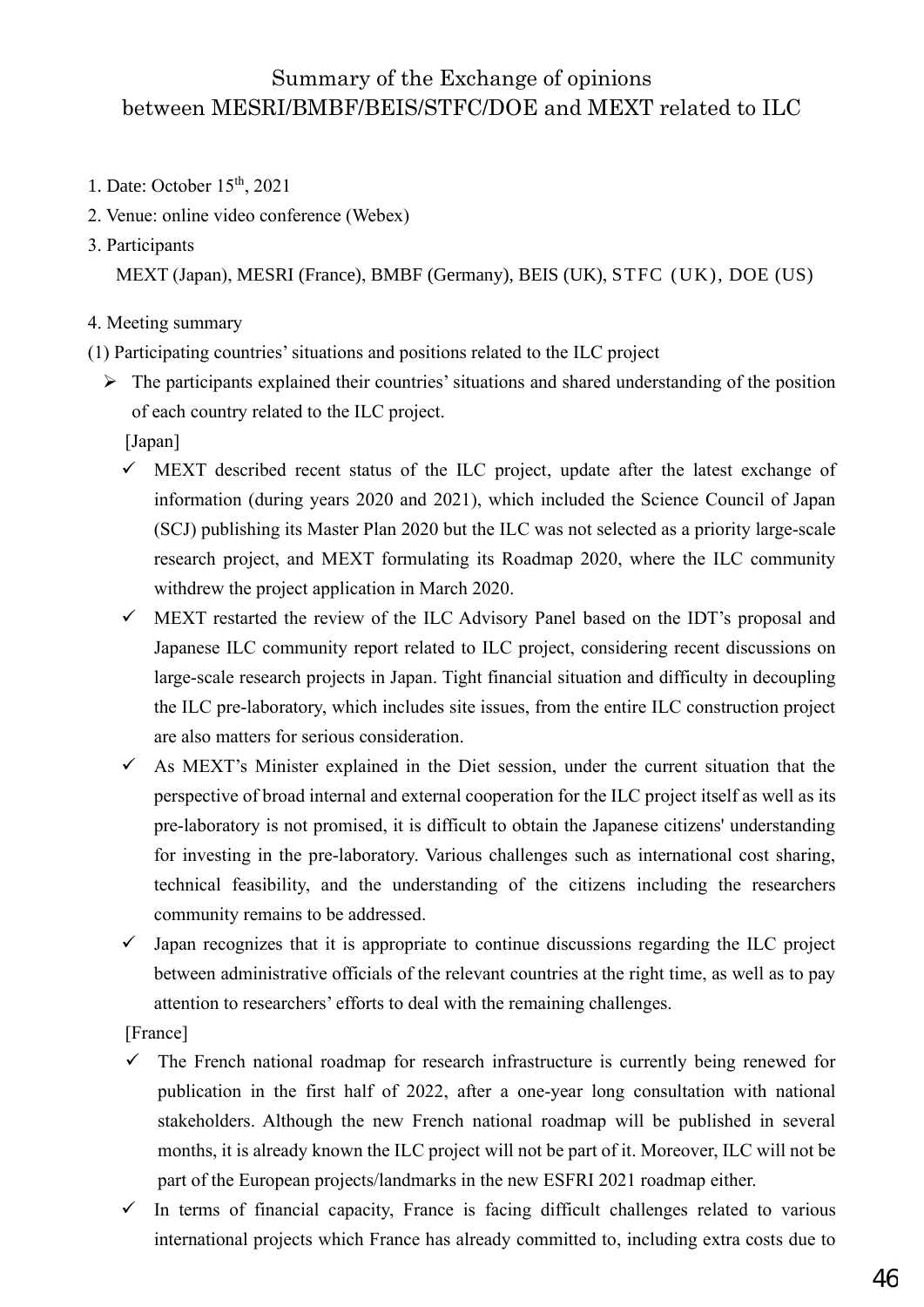# Summary of the Exchange of opinions between MESRI/BMBF/BEIS/STFC/DOE and MEXT related to ILC

1. Date: October 15th, 2021
2. Venue: online video conference (Webex)
3. Participants

   MEXT (Japan), MESRI (France), BMBF (Germany), BEIS (UK), STFC (UK), DOE (US)

4. Meeting summary

(1) Participating countries' situations and positions related to the ILC project

- The participants explained their countries' situations and shared understanding of the position of each country related to the ILC project.

  [Japan]

  - ✓ MEXT described recent status of the ILC project, update after the latest exchange of information (during years 2020 and 2021), which included the Science Council of Japan (SCJ) publishing its Master Plan 2020 but the ILC was not selected as a priority large-scale research project, and MEXT formulating its Roadmap 2020, where the ILC community withdrew the project application in March 2020.
  - ✓ MEXT restarted the review of the ILC Advisory Panel based on the IDT's proposal and Japanese ILC community report related to ILC project, considering recent discussions on large-scale research projects in Japan. Tight financial situation and difficulty in decoupling the ILC pre-laboratory, which includes site issues, from the entire ILC construction project are also matters for serious consideration.
  - ✓ As MEXT's Minister explained in the Diet session, under the current situation that the perspective of broad internal and external cooperation for the ILC project itself as well as its pre-laboratory is not promised, it is difficult to obtain the Japanese citizens' understanding for investing in the pre-laboratory. Various challenges such as international cost sharing, technical feasibility, and the understanding of the citizens including the researchers community remains to be addressed.
  - ✓ Japan recognizes that it is appropriate to continue discussions regarding the ILC project between administrative officials of the relevant countries at the right time, as well as to pay attention to researchers' efforts to deal with the remaining challenges.

  [France]

  - ✓ The French national roadmap for research infrastructure is currently being renewed for publication in the first half of 2022, after a one-year long consultation with national stakeholders. Although the new French national roadmap will be published in several months, it is already known the ILC project will not be part of it. Moreover, ILC will not be part of the European projects/landmarks in the new ESFRI 2021 roadmap either.
  - ✓ In terms of financial capacity, France is facing difficult challenges related to various international projects which France has already committed to, including extra costs due to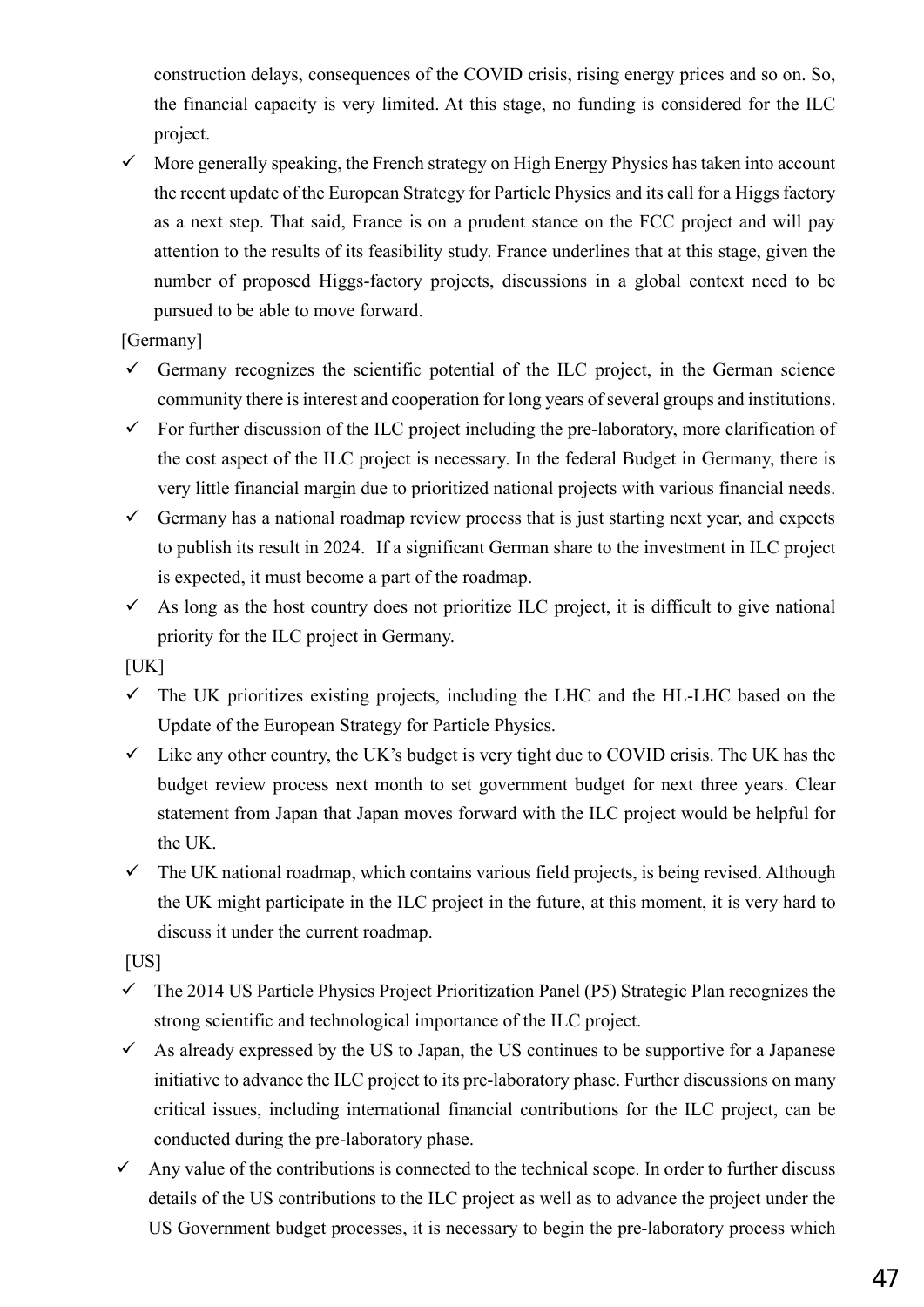construction delays, consequences of the COVID crisis, rising energy prices and so on. So, the financial capacity is very limited. At this stage, no funding is considered for the ILC project.

- ✓ More generally speaking, the French strategy on High Energy Physics has taken into account the recent update of the European Strategy for Particle Physics and its call for a Higgs factory as a next step. That said, France is on a prudent stance on the FCC project and will pay attention to the results of its feasibility study. France underlines that at this stage, given the number of proposed Higgs-factory projects, discussions in a global context need to be pursued to be able to move forward.

[Germany]

- ✓ Germany recognizes the scientific potential of the ILC project, in the German science community there is interest and cooperation for long years of several groups and institutions.
- ✓ For further discussion of the ILC project including the pre-laboratory, more clarification of the cost aspect of the ILC project is necessary. In the federal Budget in Germany, there is very little financial margin due to prioritized national projects with various financial needs.
- ✓ Germany has a national roadmap review process that is just starting next year, and expects to publish its result in 2024. If a significant German share to the investment in ILC project is expected, it must become a part of the roadmap.
- ✓ As long as the host country does not prioritize ILC project, it is difficult to give national priority for the ILC project in Germany.

[UK]

- ✓ The UK prioritizes existing projects, including the LHC and the HL-LHC based on the Update of the European Strategy for Particle Physics.
- ✓ Like any other country, the UK's budget is very tight due to COVID crisis. The UK has the budget review process next month to set government budget for next three years. Clear statement from Japan that Japan moves forward with the ILC project would be helpful for the UK.
- ✓ The UK national roadmap, which contains various field projects, is being revised. Although the UK might participate in the ILC project in the future, at this moment, it is very hard to discuss it under the current roadmap.

[US]

- ✓ The 2014 US Particle Physics Project Prioritization Panel (P5) Strategic Plan recognizes the strong scientific and technological importance of the ILC project.
- ✓ As already expressed by the US to Japan, the US continues to be supportive for a Japanese initiative to advance the ILC project to its pre-laboratory phase. Further discussions on many critical issues, including international financial contributions for the ILC project, can be conducted during the pre-laboratory phase.
- ✓ Any value of the contributions is connected to the technical scope. In order to further discuss details of the US contributions to the ILC project as well as to advance the project under the US Government budget processes, it is necessary to begin the pre-laboratory process which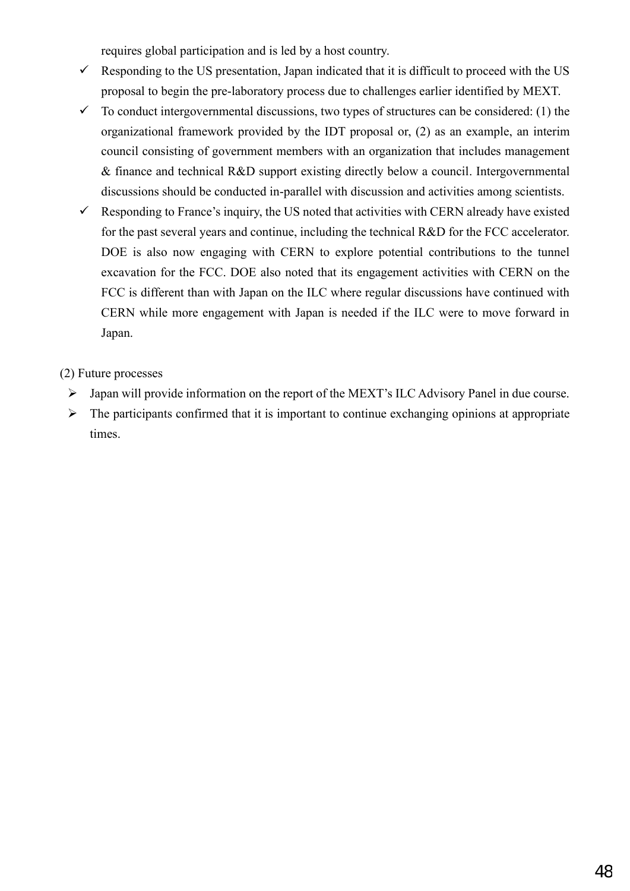requires global participation and is led by a host country.

- ✓ Responding to the US presentation, Japan indicated that it is difficult to proceed with the US proposal to begin the pre-laboratory process due to challenges earlier identified by MEXT.
- ✓ To conduct intergovernmental discussions, two types of structures can be considered: (1) the organizational framework provided by the IDT proposal or, (2) as an example, an interim council consisting of government members with an organization that includes management & finance and technical R&D support existing directly below a council. Intergovernmental discussions should be conducted in-parallel with discussion and activities among scientists.
- ✓ Responding to France's inquiry, the US noted that activities with CERN already have existed for the past several years and continue, including the technical R&D for the FCC accelerator. DOE is also now engaging with CERN to explore potential contributions to the tunnel excavation for the FCC. DOE also noted that its engagement activities with CERN on the FCC is different than with Japan on the ILC where regular discussions have continued with CERN while more engagement with Japan is needed if the ILC were to move forward in Japan.

(2) Future processes

- ➢ Japan will provide information on the report of the MEXT's ILC Advisory Panel in due course.
- ➢ The participants confirmed that it is important to continue exchanging opinions at appropriate times.